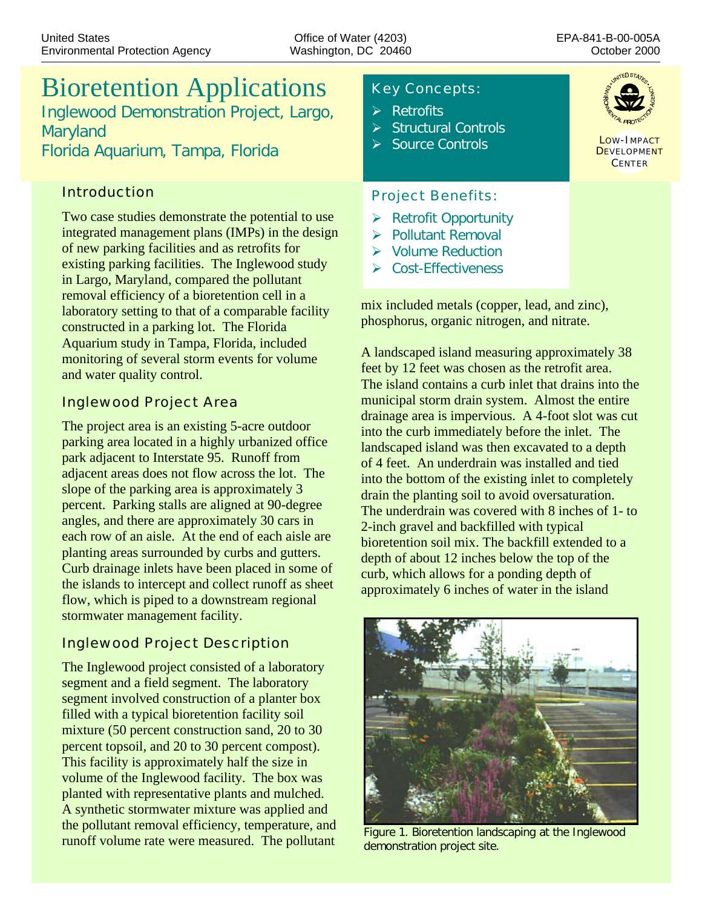United States Environmental Protection Agency

Office of Water (4203)
Washington, DC 20460

EPA-841-B-00-005A
October 2000

# Bioretention Applications

## Inglewood Demonstration Project, Largo, Maryland
## Florida Aquarium, Tampa, Florida

### Key Concepts:

- Retrofits
- Structural Controls
- Source Controls

LOW-IMPACT DEVELOPMENT CENTER

### Project Benefits:

- Retrofit Opportunity
- Pollutant Removal
- Volume Reduction
- Cost-Effectiveness

### Introduction

Two case studies demonstrate the potential to use integrated management plans (IMPs) in the design of new parking facilities and as retrofits for existing parking facilities. The Inglewood study in Largo, Maryland, compared the pollutant removal efficiency of a bioretention cell in a laboratory setting to that of a comparable facility constructed in a parking lot. The Florida Aquarium study in Tampa, Florida, included monitoring of several storm events for volume and water quality control.

### Inglewood Project Area

The project area is an existing 5-acre outdoor parking area located in a highly urbanized office park adjacent to Interstate 95. Runoff from adjacent areas does not flow across the lot. The slope of the parking area is approximately 3 percent. Parking stalls are aligned at 90-degree angles, and there are approximately 30 cars in each row of an aisle. At the end of each aisle are planting areas surrounded by curbs and gutters. Curb drainage inlets have been placed in some of the islands to intercept and collect runoff as sheet flow, which is piped to a downstream regional stormwater management facility.

### Inglewood Project Description

The Inglewood project consisted of a laboratory segment and a field segment. The laboratory segment involved construction of a planter box filled with a typical bioretention facility soil mixture (50 percent construction sand, 20 to 30 percent topsoil, and 20 to 30 percent compost). This facility is approximately half the size in volume of the Inglewood facility. The box was planted with representative plants and mulched. A synthetic stormwater mixture was applied and the pollutant removal efficiency, temperature, and runoff volume rate were measured. The pollutant mix included metals (copper, lead, and zinc), phosphorus, organic nitrogen, and nitrate.

A landscaped island measuring approximately 38 feet by 12 feet was chosen as the retrofit area. The island contains a curb inlet that drains into the municipal storm drain system. Almost the entire drainage area is impervious. A 4-foot slot was cut into the curb immediately before the inlet. The landscaped island was then excavated to a depth of 4 feet. An underdrain was installed and tied into the bottom of the existing inlet to completely drain the planting soil to avoid oversaturation. The underdrain was covered with 8 inches of 1- to 2-inch gravel and backfilled with typical bioretention soil mix. The backfill extended to a depth of about 12 inches below the top of the curb, which allows for a ponding depth of approximately 6 inches of water in the island

Figure 1. Bioretention landscaping at the Inglewood demonstration project site.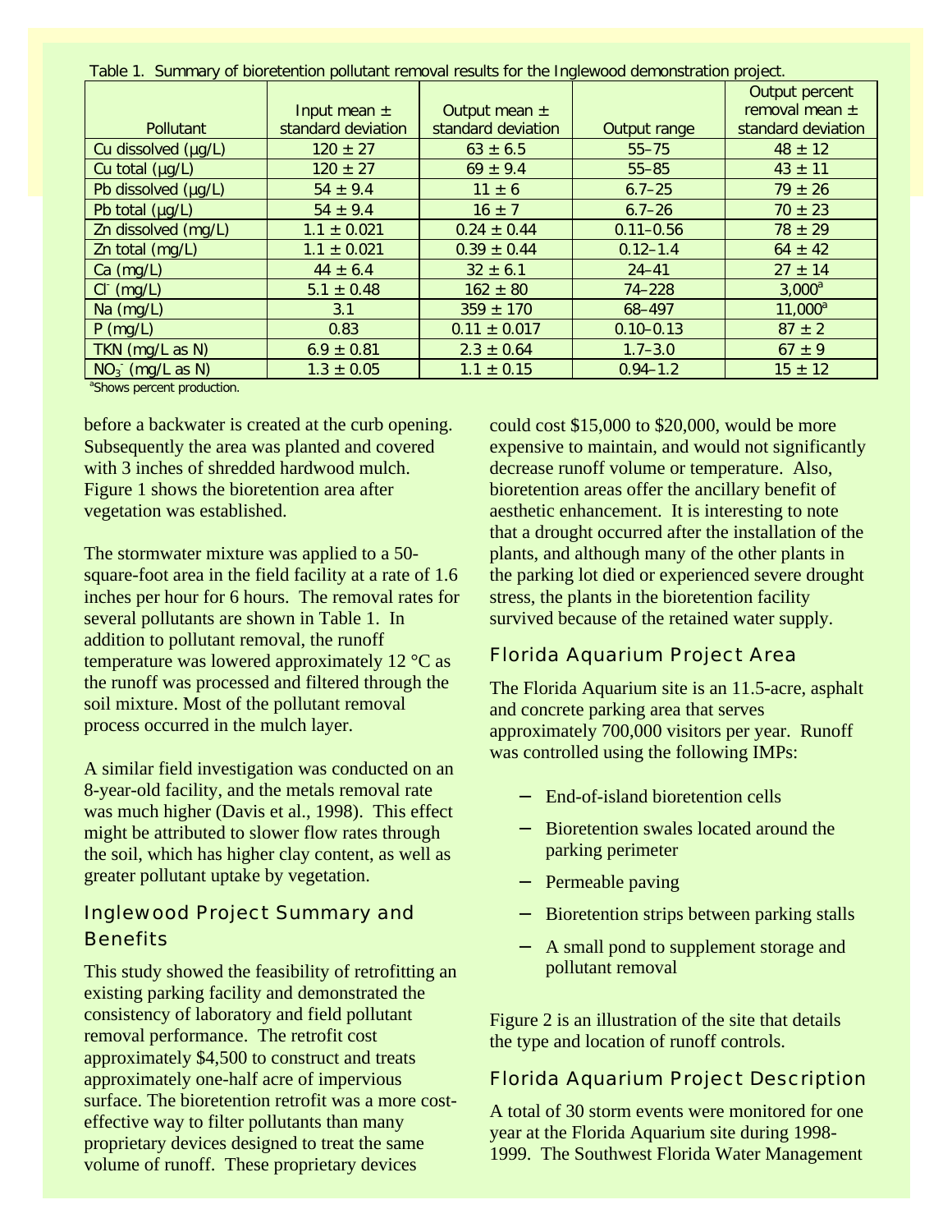Table 1. Summary of bioretention pollutant removal results for the Inglewood demonstration project.

| Pollutant | Input mean ± standard deviation | Output mean ± standard deviation | Output range | Output percent removal mean ± standard deviation |
|---|---|---|---|---|
| Cu dissolved (µg/L) | 120 ± 27 | 63 ± 6.5 | 55–75 | 48 ± 12 |
| Cu total (µg/L) | 120 ± 27 | 69 ± 9.4 | 55–85 | 43 ± 11 |
| Pb dissolved (µg/L) | 54 ± 9.4 | 11 ± 6 | 6.7–25 | 79 ± 26 |
| Pb total (µg/L) | 54 ± 9.4 | 16 ± 7 | 6.7–26 | 70 ± 23 |
| Zn dissolved (mg/L) | 1.1 ± 0.021 | 0.24 ± 0.44 | 0.11–0.56 | 78 ± 29 |
| Zn total (mg/L) | 1.1 ± 0.021 | 0.39 ± 0.44 | 0.12–1.4 | 64 ± 42 |
| Ca (mg/L) | 44 ± 6.4 | 32 ± 6.1 | 24–41 | 27 ± 14 |
| $Cl^-$ (mg/L) | 5.1 ± 0.48 | 162 ± 80 | 74–228 | 3,000[a] |
| Na (mg/L) | 3.1 | 359 ± 170 | 68–497 | 11,000[a] |
| P (mg/L) | 0.83 | 0.11 ± 0.017 | 0.10–0.13 | 87 ± 2 |
| TKN (mg/L as N) | 6.9 ± 0.81 | 2.3 ± 0.64 | 1.7–3.0 | 67 ± 9 |
| $NO_3^-$ (mg/L as N) | 1.3 ± 0.05 | 1.1 ± 0.15 | 0.94–1.2 | 15 ± 12 |

[a]Shows percent production.

before a backwater is created at the curb opening. Subsequently the area was planted and covered with 3 inches of shredded hardwood mulch. Figure 1 shows the bioretention area after vegetation was established.

The stormwater mixture was applied to a 50-square-foot area in the field facility at a rate of 1.6 inches per hour for 6 hours. The removal rates for several pollutants are shown in Table 1. In addition to pollutant removal, the runoff temperature was lowered approximately 12 °C as the runoff was processed and filtered through the soil mixture. Most of the pollutant removal process occurred in the mulch layer.

A similar field investigation was conducted on an 8-year-old facility, and the metals removal rate was much higher (Davis et al., 1998). This effect might be attributed to slower flow rates through the soil, which has higher clay content, as well as greater pollutant uptake by vegetation.

## Inglewood Project Summary and Benefits

This study showed the feasibility of retrofitting an existing parking facility and demonstrated the consistency of laboratory and field pollutant removal performance. The retrofit cost approximately $4,500 to construct and treats approximately one-half acre of impervious surface. The bioretention retrofit was a more cost-effective way to filter pollutants than many proprietary devices designed to treat the same volume of runoff. These proprietary devices could cost $15,000 to $20,000, would be more expensive to maintain, and would not significantly decrease runoff volume or temperature. Also, bioretention areas offer the ancillary benefit of aesthetic enhancement. It is interesting to note that a drought occurred after the installation of the plants, and although many of the other plants in the parking lot died or experienced severe drought stress, the plants in the bioretention facility survived because of the retained water supply.

## Florida Aquarium Project Area

The Florida Aquarium site is an 11.5-acre, asphalt and concrete parking area that serves approximately 700,000 visitors per year. Runoff was controlled using the following IMPs:

- End-of-island bioretention cells
- Bioretention swales located around the parking perimeter
- Permeable paving
- Bioretention strips between parking stalls
- A small pond to supplement storage and pollutant removal

Figure 2 is an illustration of the site that details the type and location of runoff controls.

## Florida Aquarium Project Description

A total of 30 storm events were monitored for one year at the Florida Aquarium site during 1998-1999. The Southwest Florida Water Management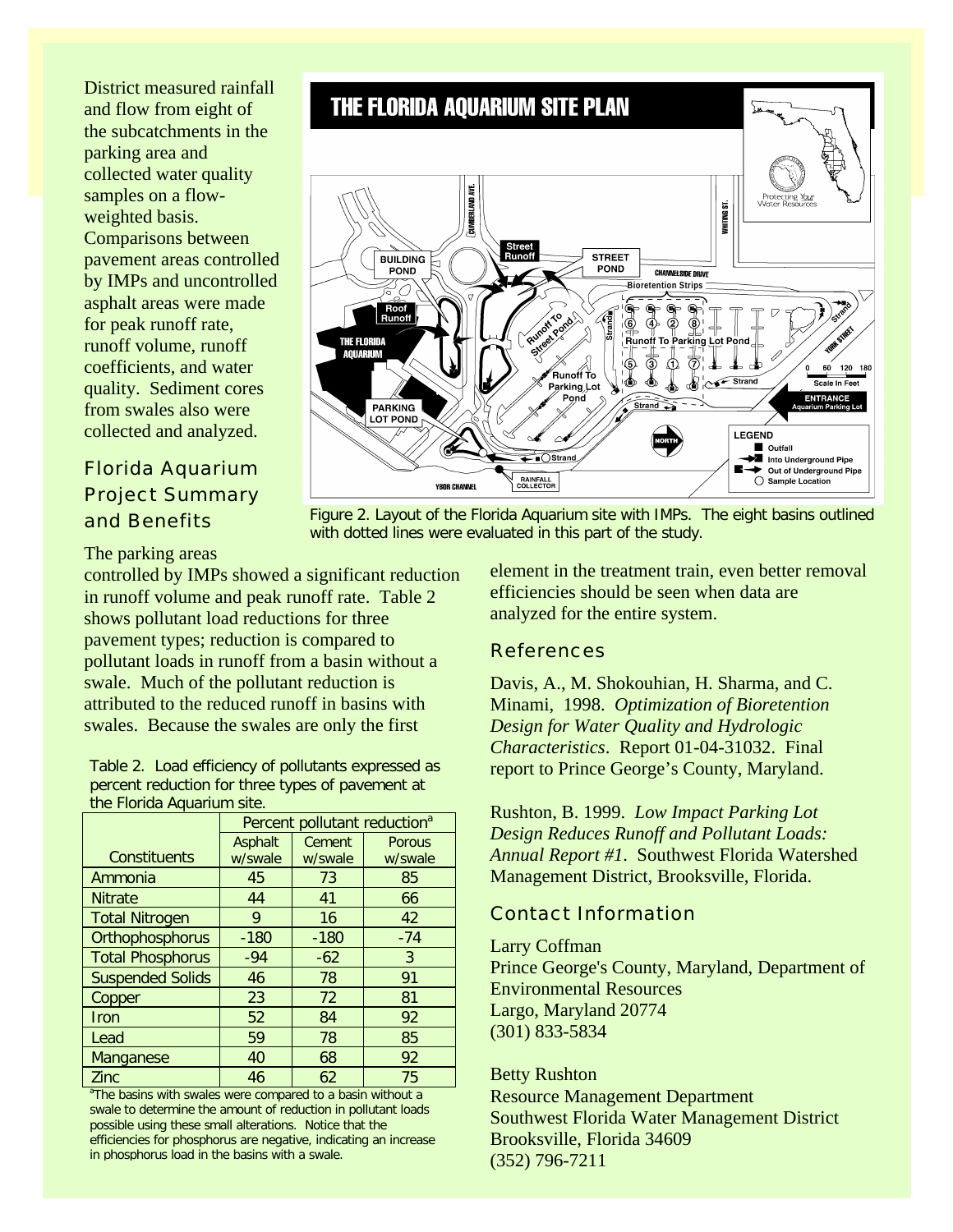District measured rainfall and flow from eight of the subcatchments in the parking area and collected water quality samples on a flow-weighted basis. Comparisons between pavement areas controlled by IMPs and uncontrolled asphalt areas were made for peak runoff rate, runoff volume, runoff coefficients, and water quality. Sediment cores from swales also were collected and analyzed.

THE FLORIDA AQUARIUM SITE PLAN

Figure 2. Layout of the Florida Aquarium site with IMPs. The eight basins outlined with dotted lines were evaluated in this part of the study.

## Florida Aquarium Project Summary and Benefits

The parking areas controlled by IMPs showed a significant reduction in runoff volume and peak runoff rate. Table 2 shows pollutant load reductions for three pavement types; reduction is compared to pollutant loads in runoff from a basin without a swale. Much of the pollutant reduction is attributed to the reduced runoff in basins with swales. Because the swales are only the first element in the treatment train, even better removal efficiencies should be seen when data are analyzed for the entire system.

Table 2. Load efficiency of pollutants expressed as percent reduction for three types of pavement at the Florida Aquarium site.

| | Percent pollutant reduction[a] | | |
|---|---|---|---|
| Constituents | Asphalt w/swale | Cement w/swale | Porous w/swale |
| Ammonia | 45 | 73 | 85 |
| Nitrate | 44 | 41 | 66 |
| Total Nitrogen | 9 | 16 | 42 |
| Orthophosphorus | -180 | -180 | -74 |
| Total Phosphorus | -94 | -62 | 3 |
| Suspended Solids | 46 | 78 | 91 |
| Copper | 23 | 72 | 81 |
| Iron | 52 | 84 | 92 |
| Lead | 59 | 78 | 85 |
| Manganese | 40 | 68 | 92 |
| Zinc | 46 | 62 | 75 |

[a]The basins with swales were compared to a basin without a swale to determine the amount of reduction in pollutant loads possible using these small alterations. Notice that the efficiencies for phosphorus are negative, indicating an increase in phosphorus load in the basins with a swale.

## References

Davis, A., M. Shokouhian, H. Sharma, and C. Minami, 1998. *Optimization of Bioretention Design for Water Quality and Hydrologic Characteristics*. Report 01-04-31032. Final report to Prince George's County, Maryland.

Rushton, B. 1999. *Low Impact Parking Lot Design Reduces Runoff and Pollutant Loads: Annual Report #1*. Southwest Florida Watershed Management District, Brooksville, Florida.

## Contact Information

Larry Coffman
Prince George's County, Maryland, Department of Environmental Resources
Largo, Maryland 20774
(301) 833-5834

Betty Rushton
Resource Management Department
Southwest Florida Water Management District
Brooksville, Florida 34609
(352) 796-7211